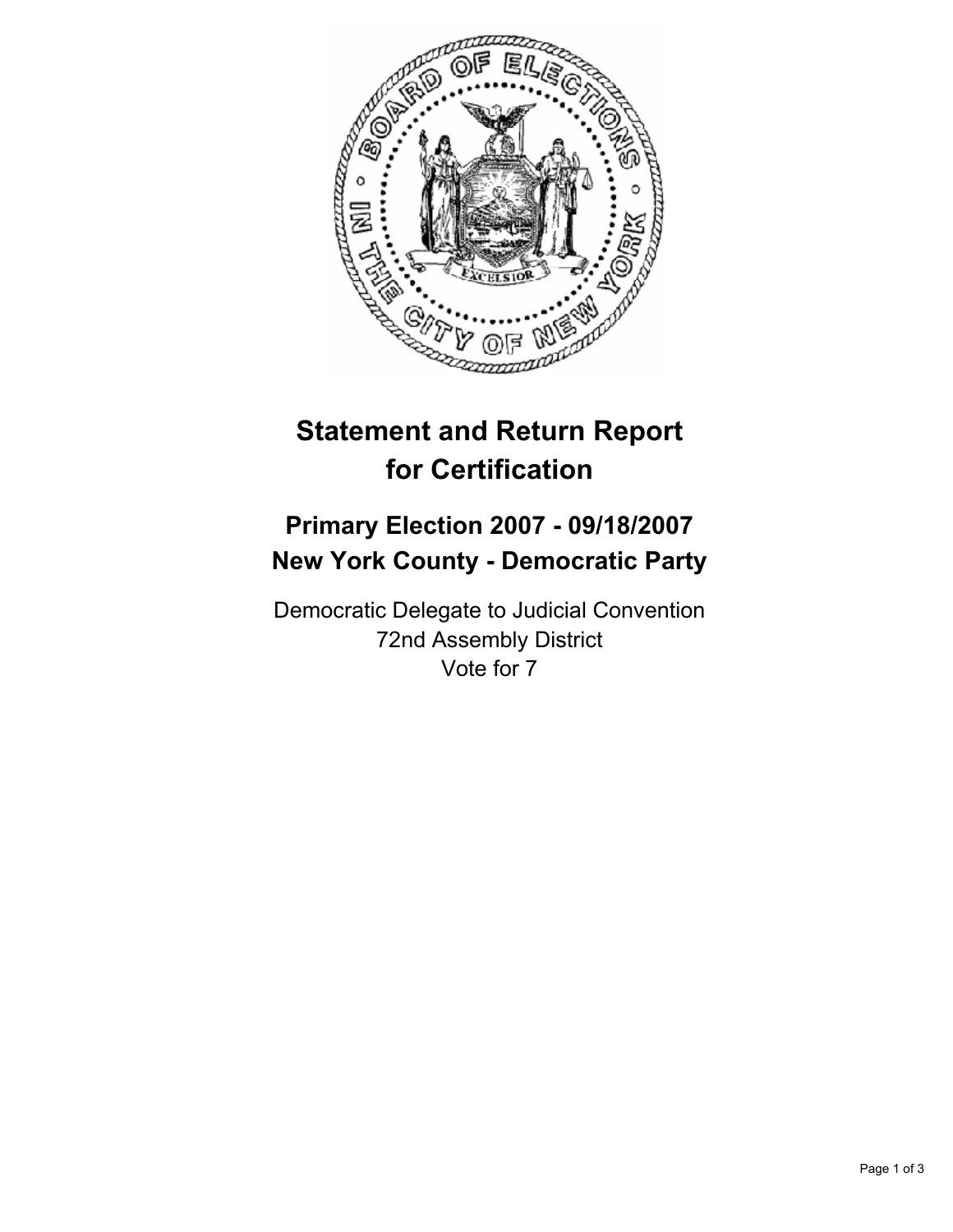# Statement and Return Report for Certification

## Primary Election 2007 - 09/18/2007
## New York County - Democratic Party

Democratic Delegate to Judicial Convention
72nd Assembly District
Vote for 7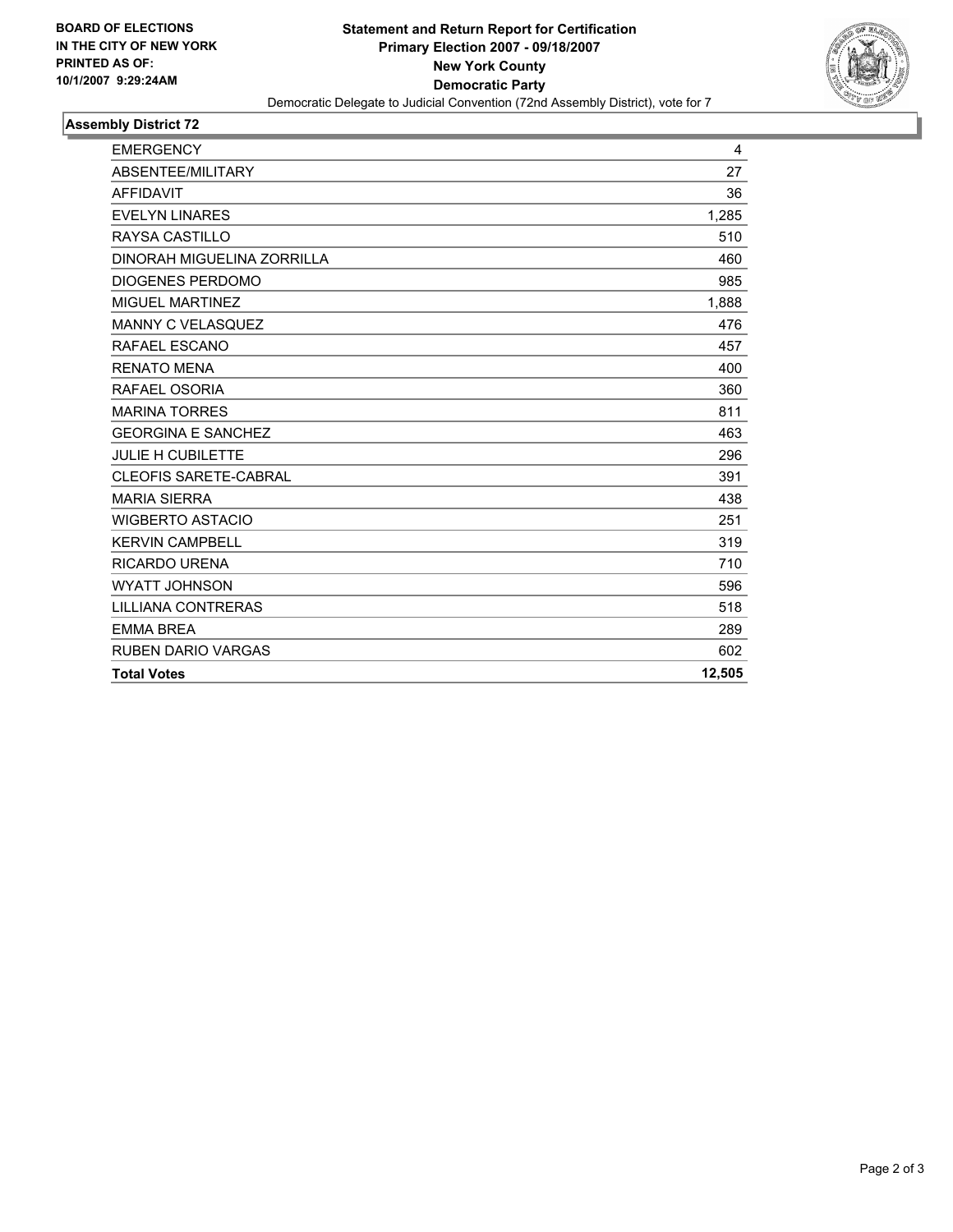BOARD OF ELECTIONS
IN THE CITY OF NEW YORK
PRINTED AS OF:
10/1/2007 9:29:24AM

# Statement and Return Report for Certification
## Primary Election 2007 - 09/18/2007
## New York County
## Democratic Party

Democratic Delegate to Judicial Convention (72nd Assembly District), vote for 7

### Assembly District 72

| | |
|---|---|
| EMERGENCY | 4 |
| ABSENTEE/MILITARY | 27 |
| AFFIDAVIT | 36 |
| EVELYN LINARES | 1,285 |
| RAYSA CASTILLO | 510 |
| DINORAH MIGUELINA ZORRILLA | 460 |
| DIOGENES PERDOMO | 985 |
| MIGUEL MARTINEZ | 1,888 |
| MANNY C VELASQUEZ | 476 |
| RAFAEL ESCANO | 457 |
| RENATO MENA | 400 |
| RAFAEL OSORIA | 360 |
| MARINA TORRES | 811 |
| GEORGINA E SANCHEZ | 463 |
| JULIE H CUBILETTE | 296 |
| CLEOFIS SARETE-CABRAL | 391 |
| MARIA SIERRA | 438 |
| WIGBERTO ASTACIO | 251 |
| KERVIN CAMPBELL | 319 |
| RICARDO URENA | 710 |
| WYATT JOHNSON | 596 |
| LILLIANA CONTRERAS | 518 |
| EMMA BREA | 289 |
| RUBEN DARIO VARGAS | 602 |
| **Total Votes** | **12,505** |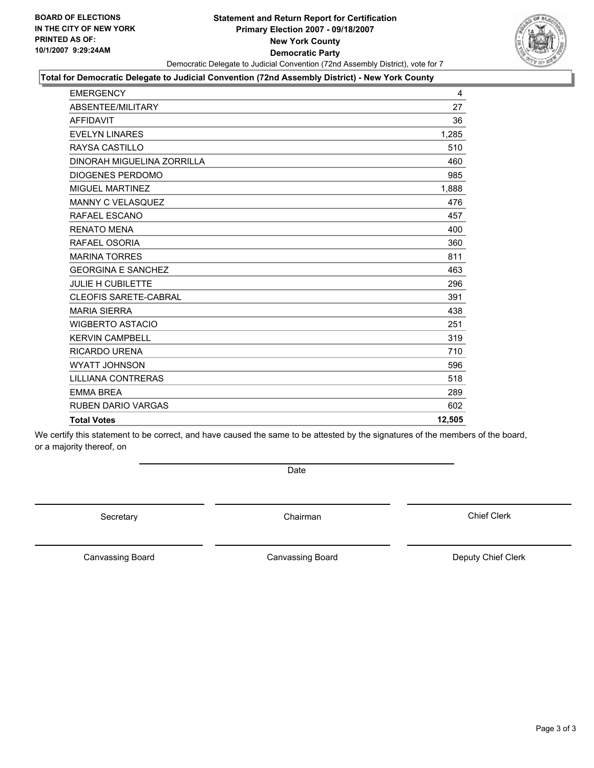**BOARD OF ELECTIONS IN THE CITY OF NEW YORK**
**PRINTED AS OF: 10/1/2007 9:29:24AM**

# Statement and Return Report for Certification
## Primary Election 2007 - 09/18/2007
## New York County
## Democratic Party

Democratic Delegate to Judicial Convention (72nd Assembly District), vote for 7

**Total for Democratic Delegate to Judicial Convention (72nd Assembly District) - New York County**

| | |
|---|---|
| EMERGENCY | 4 |
| ABSENTEE/MILITARY | 27 |
| AFFIDAVIT | 36 |
| EVELYN LINARES | 1,285 |
| RAYSA CASTILLO | 510 |
| DINORAH MIGUELINA ZORRILLA | 460 |
| DIOGENES PERDOMO | 985 |
| MIGUEL MARTINEZ | 1,888 |
| MANNY C VELASQUEZ | 476 |
| RAFAEL ESCANO | 457 |
| RENATO MENA | 400 |
| RAFAEL OSORIA | 360 |
| MARINA TORRES | 811 |
| GEORGINA E SANCHEZ | 463 |
| JULIE H CUBILETTE | 296 |
| CLEOFIS SARETE-CABRAL | 391 |
| MARIA SIERRA | 438 |
| WIGBERTO ASTACIO | 251 |
| KERVIN CAMPBELL | 319 |
| RICARDO URENA | 710 |
| WYATT JOHNSON | 596 |
| LILLIANA CONTRERAS | 518 |
| EMMA BREA | 289 |
| RUBEN DARIO VARGAS | 602 |
| **Total Votes** | **12,505** |

We certify this statement to be correct, and have caused the same to be attested by the signatures of the members of the board, or a majority thereof, on

Date

Secretary | Chairman | Chief Clerk

Canvassing Board | Canvassing Board | Deputy Chief Clerk